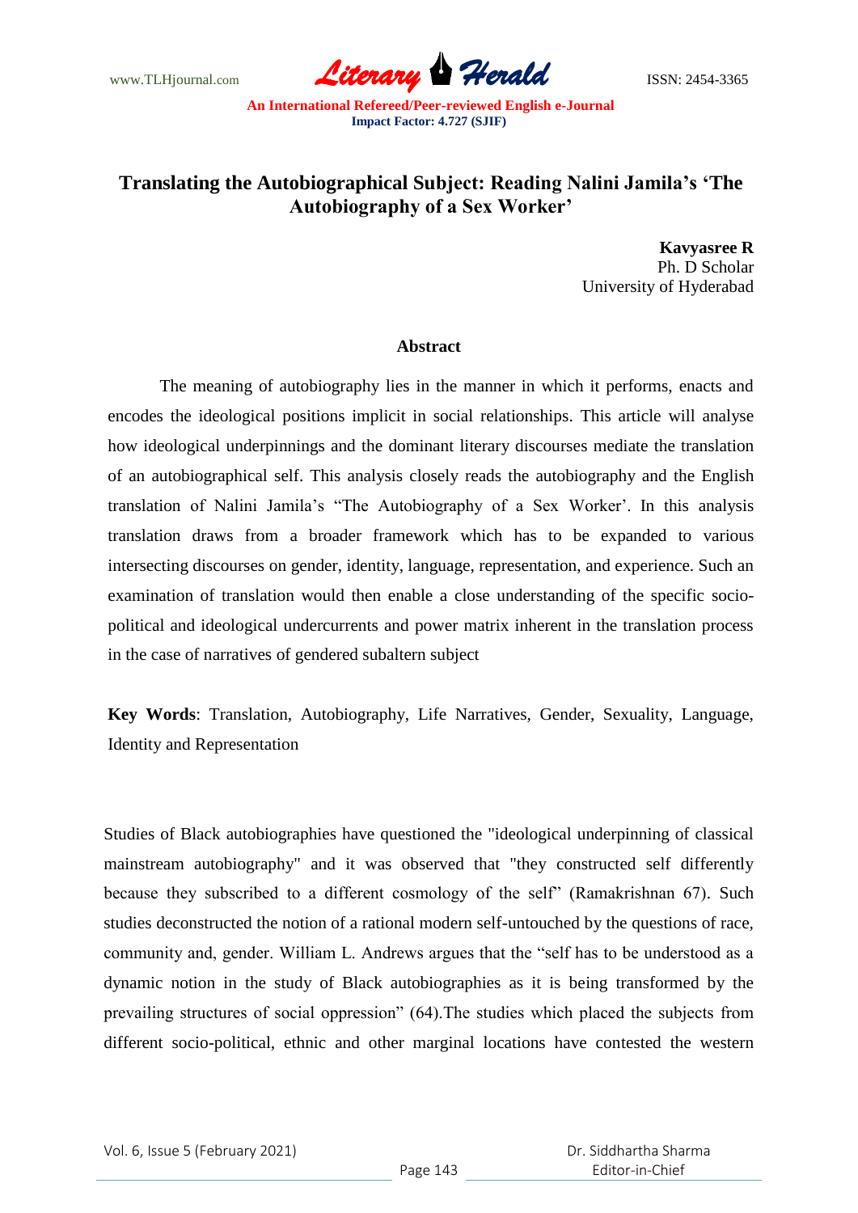# Translating the Autobiographical Subject: Reading Nalini Jamila's 'The Autobiography of a Sex Worker'

**Kavyasree R**
Ph. D Scholar
University of Hyderabad

## Abstract

The meaning of autobiography lies in the manner in which it performs, enacts and encodes the ideological positions implicit in social relationships. This article will analyse how ideological underpinnings and the dominant literary discourses mediate the translation of an autobiographical self. This analysis closely reads the autobiography and the English translation of Nalini Jamila's "The Autobiography of a Sex Worker'. In this analysis translation draws from a broader framework which has to be expanded to various intersecting discourses on gender, identity, language, representation, and experience. Such an examination of translation would then enable a close understanding of the specific socio-political and ideological undercurrents and power matrix inherent in the translation process in the case of narratives of gendered subaltern subject

**Key Words**: Translation, Autobiography, Life Narratives, Gender, Sexuality, Language, Identity and Representation

Studies of Black autobiographies have questioned the "ideological underpinning of classical mainstream autobiography" and it was observed that "they constructed self differently because they subscribed to a different cosmology of the self" (Ramakrishnan 67). Such studies deconstructed the notion of a rational modern self-untouched by the questions of race, community and, gender. William L. Andrews argues that the "self has to be understood as a dynamic notion in the study of Black autobiographies as it is being transformed by the prevailing structures of social oppression" (64).The studies which placed the subjects from different socio-political, ethnic and other marginal locations have contested the western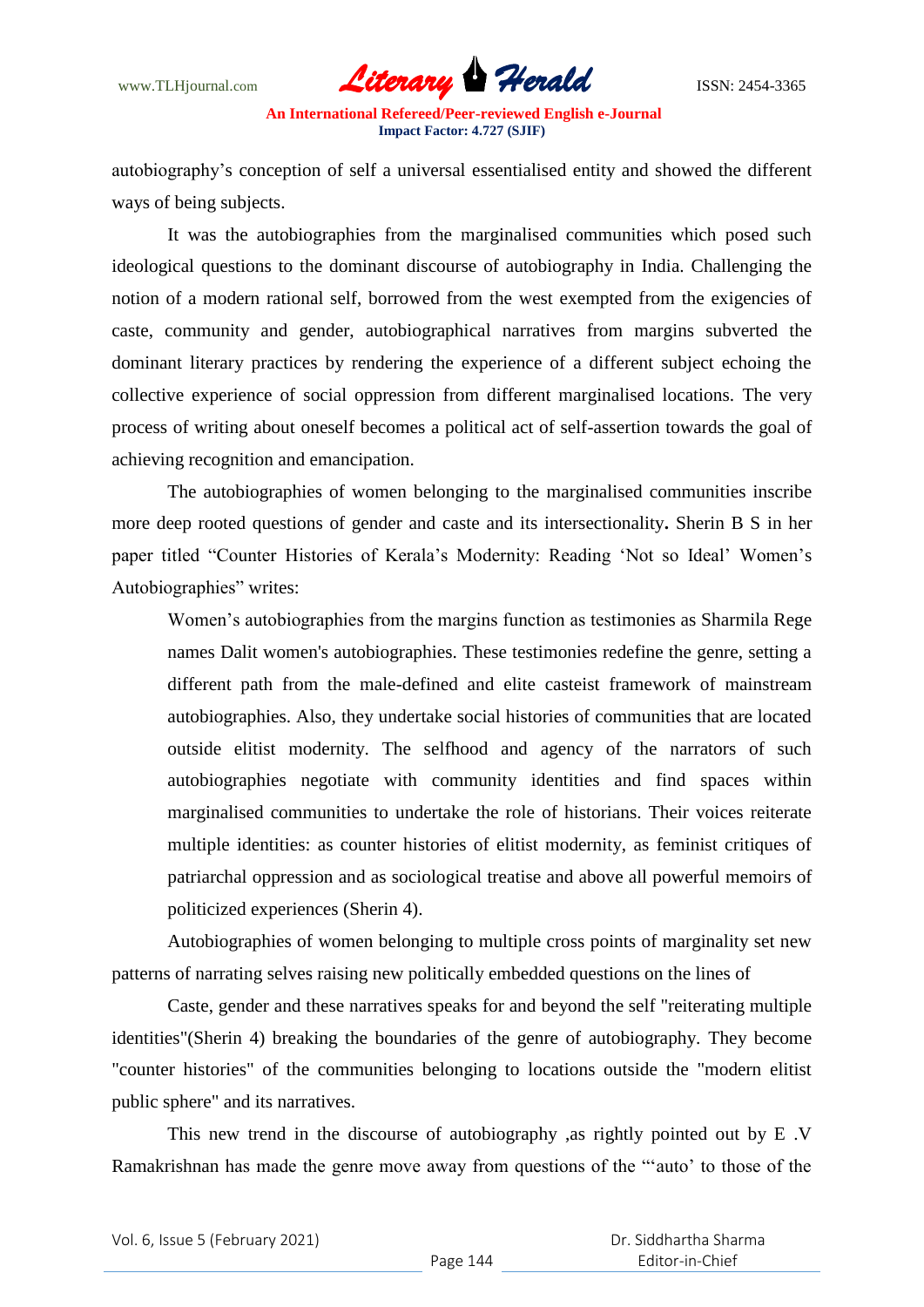autobiography's conception of self a universal essentialised entity and showed the different ways of being subjects.

It was the autobiographies from the marginalised communities which posed such ideological questions to the dominant discourse of autobiography in India. Challenging the notion of a modern rational self, borrowed from the west exempted from the exigencies of caste, community and gender, autobiographical narratives from margins subverted the dominant literary practices by rendering the experience of a different subject echoing the collective experience of social oppression from different marginalised locations. The very process of writing about oneself becomes a political act of self-assertion towards the goal of achieving recognition and emancipation.

The autobiographies of women belonging to the marginalised communities inscribe more deep rooted questions of gender and caste and its intersectionality**.** Sherin B S in her paper titled "Counter Histories of Kerala's Modernity: Reading 'Not so Ideal' Women's Autobiographies" writes:

> Women's autobiographies from the margins function as testimonies as Sharmila Rege names Dalit women's autobiographies. These testimonies redefine the genre, setting a different path from the male-defined and elite casteist framework of mainstream autobiographies. Also, they undertake social histories of communities that are located outside elitist modernity. The selfhood and agency of the narrators of such autobiographies negotiate with community identities and find spaces within marginalised communities to undertake the role of historians. Their voices reiterate multiple identities: as counter histories of elitist modernity, as feminist critiques of patriarchal oppression and as sociological treatise and above all powerful memoirs of politicized experiences (Sherin 4).

Autobiographies of women belonging to multiple cross points of marginality set new patterns of narrating selves raising new politically embedded questions on the lines of

Caste, gender and these narratives speaks for and beyond the self "reiterating multiple identities"(Sherin 4) breaking the boundaries of the genre of autobiography. They become "counter histories" of the communities belonging to locations outside the "modern elitist public sphere" and its narratives.

This new trend in the discourse of autobiography ,as rightly pointed out by E .V Ramakrishnan has made the genre move away from questions of the "'auto' to those of the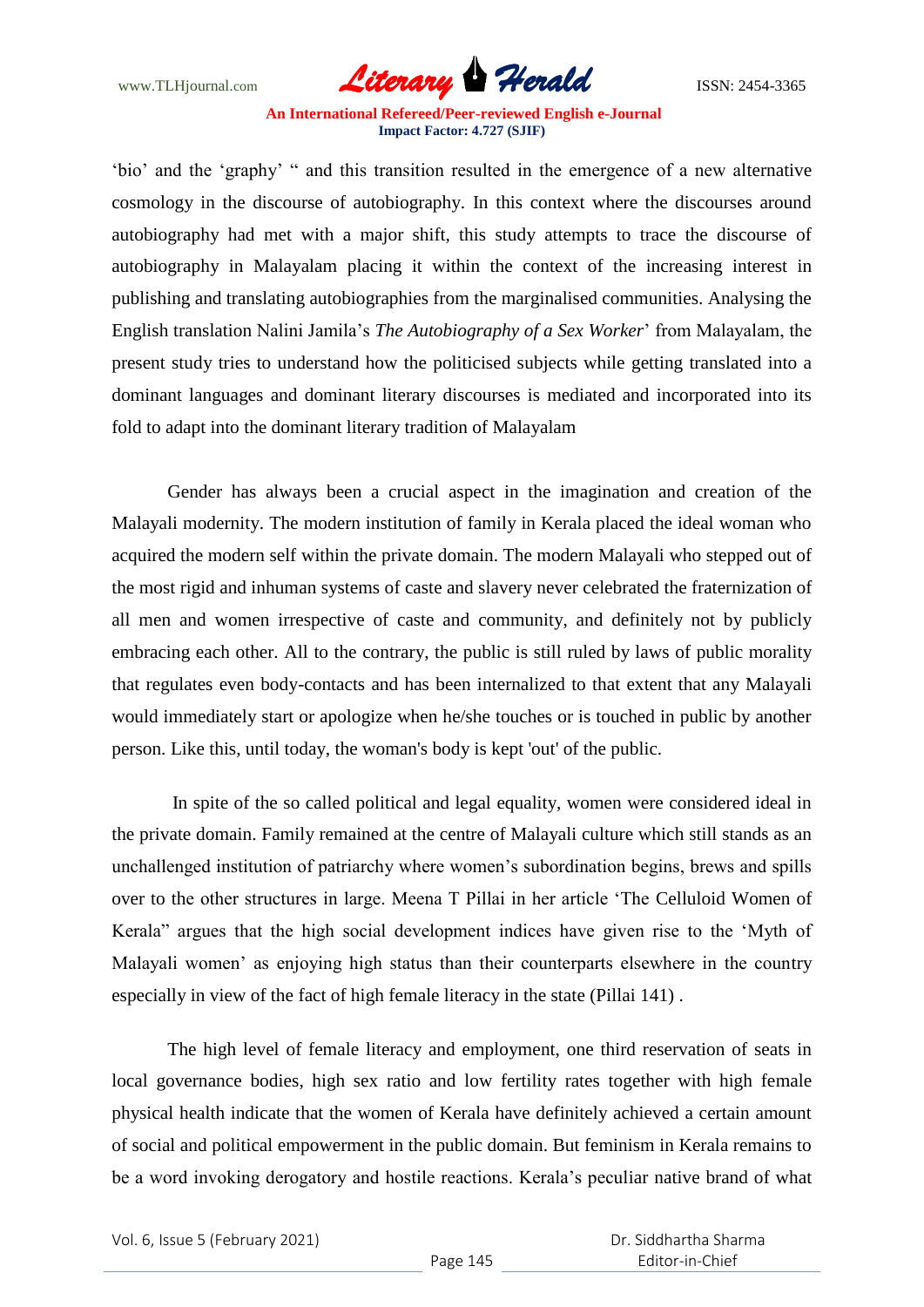'bio' and the 'graphy' " and this transition resulted in the emergence of a new alternative cosmology in the discourse of autobiography. In this context where the discourses around autobiography had met with a major shift, this study attempts to trace the discourse of autobiography in Malayalam placing it within the context of the increasing interest in publishing and translating autobiographies from the marginalised communities. Analysing the English translation Nalini Jamila's *The Autobiography of a Sex Worker*' from Malayalam, the present study tries to understand how the politicised subjects while getting translated into a dominant languages and dominant literary discourses is mediated and incorporated into its fold to adapt into the dominant literary tradition of Malayalam

Gender has always been a crucial aspect in the imagination and creation of the Malayali modernity. The modern institution of family in Kerala placed the ideal woman who acquired the modern self within the private domain. The modern Malayali who stepped out of the most rigid and inhuman systems of caste and slavery never celebrated the fraternization of all men and women irrespective of caste and community, and definitely not by publicly embracing each other. All to the contrary, the public is still ruled by laws of public morality that regulates even body-contacts and has been internalized to that extent that any Malayali would immediately start or apologize when he/she touches or is touched in public by another person. Like this, until today, the woman's body is kept 'out' of the public.

In spite of the so called political and legal equality, women were considered ideal in the private domain. Family remained at the centre of Malayali culture which still stands as an unchallenged institution of patriarchy where women's subordination begins, brews and spills over to the other structures in large. Meena T Pillai in her article 'The Celluloid Women of Kerala" argues that the high social development indices have given rise to the 'Myth of Malayali women' as enjoying high status than their counterparts elsewhere in the country especially in view of the fact of high female literacy in the state (Pillai 141) .

The high level of female literacy and employment, one third reservation of seats in local governance bodies, high sex ratio and low fertility rates together with high female physical health indicate that the women of Kerala have definitely achieved a certain amount of social and political empowerment in the public domain. But feminism in Kerala remains to be a word invoking derogatory and hostile reactions. Kerala's peculiar native brand of what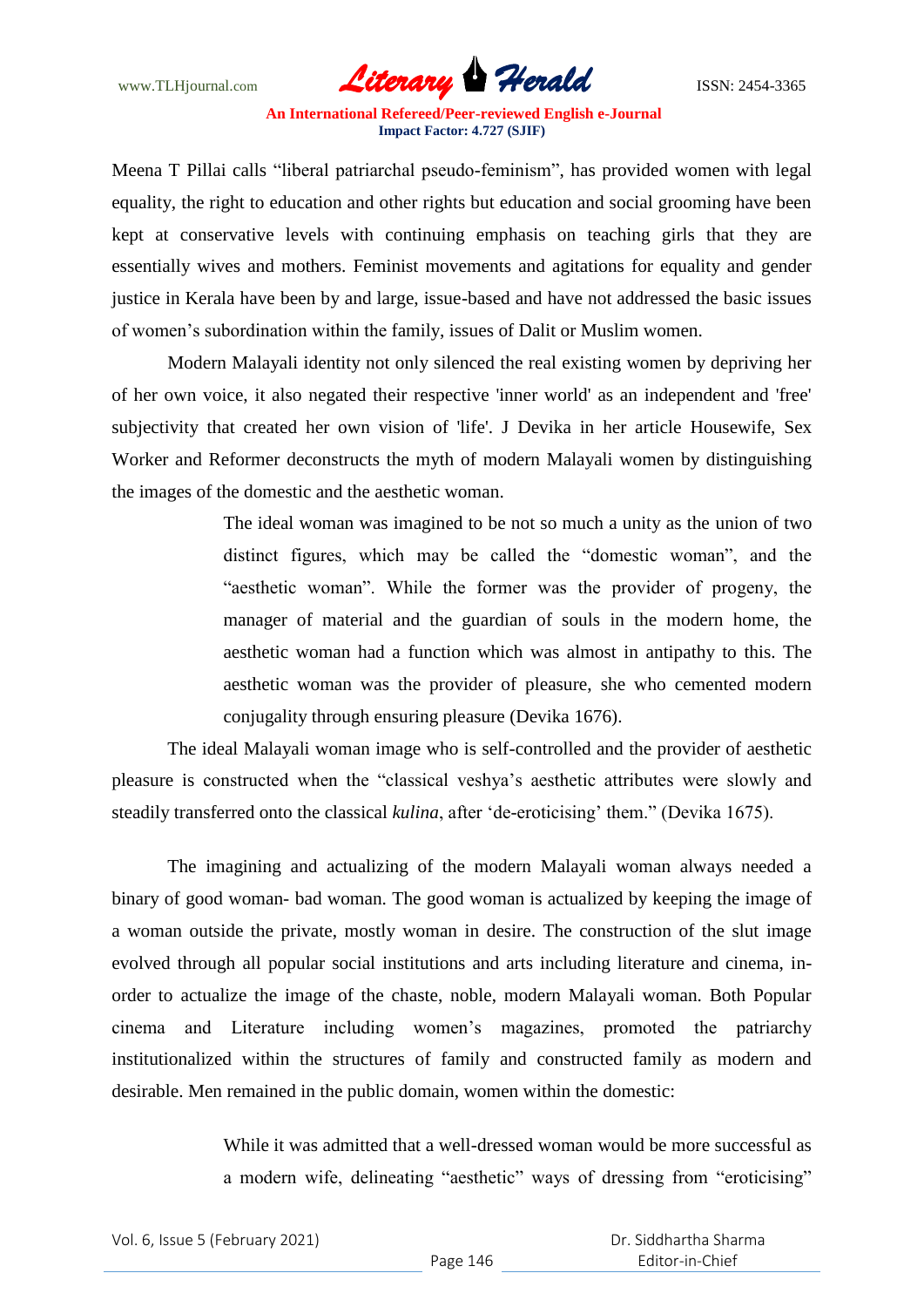Meena T Pillai calls “liberal patriarchal pseudo-feminism”, has provided women with legal equality, the right to education and other rights but education and social grooming have been kept at conservative levels with continuing emphasis on teaching girls that they are essentially wives and mothers. Feminist movements and agitations for equality and gender justice in Kerala have been by and large, issue-based and have not addressed the basic issues of women’s subordination within the family, issues of Dalit or Muslim women.

Modern Malayali identity not only silenced the real existing women by depriving her of her own voice, it also negated their respective 'inner world' as an independent and 'free' subjectivity that created her own vision of 'life'. J Devika in her article Housewife, Sex Worker and Reformer deconstructs the myth of modern Malayali women by distinguishing the images of the domestic and the aesthetic woman.

> The ideal woman was imagined to be not so much a unity as the union of two distinct figures, which may be called the “domestic woman”, and the “aesthetic woman”. While the former was the provider of progeny, the manager of material and the guardian of souls in the modern home, the aesthetic woman had a function which was almost in antipathy to this. The aesthetic woman was the provider of pleasure, she who cemented modern conjugality through ensuring pleasure (Devika 1676).

The ideal Malayali woman image who is self-controlled and the provider of aesthetic pleasure is constructed when the “classical veshya’s aesthetic attributes were slowly and steadily transferred onto the classical *kulina*, after ‘de-eroticising’ them.” (Devika 1675).

The imagining and actualizing of the modern Malayali woman always needed a binary of good woman- bad woman. The good woman is actualized by keeping the image of a woman outside the private, mostly woman in desire. The construction of the slut image evolved through all popular social institutions and arts including literature and cinema, in-order to actualize the image of the chaste, noble, modern Malayali woman. Both Popular cinema and Literature including women’s magazines, promoted the patriarchy institutionalized within the structures of family and constructed family as modern and desirable. Men remained in the public domain, women within the domestic:

> While it was admitted that a well-dressed woman would be more successful as a modern wife, delineating “aesthetic” ways of dressing from “eroticising”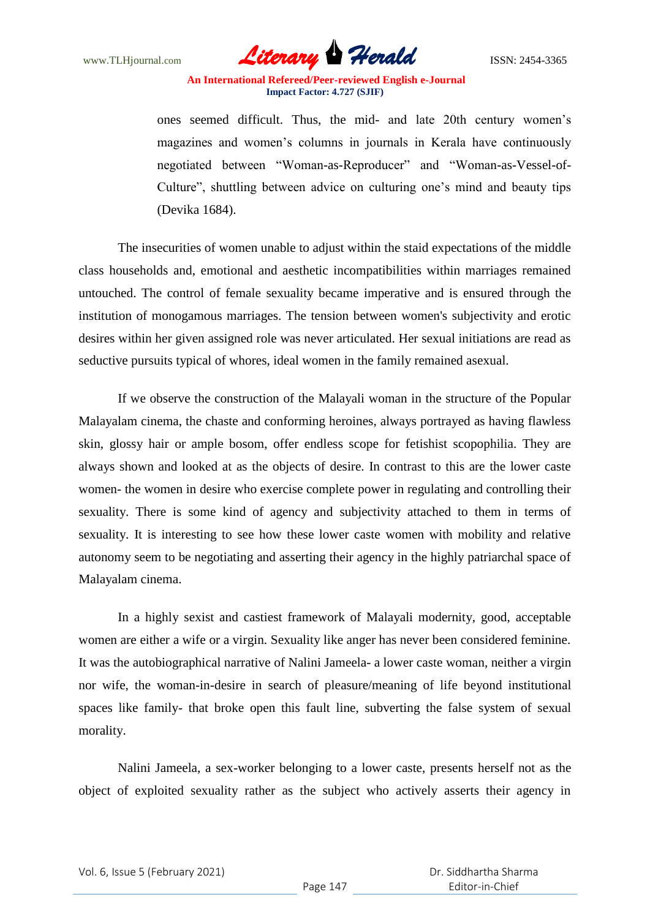> ones seemed difficult. Thus, the mid- and late 20th century women's magazines and women's columns in journals in Kerala have continuously negotiated between "Woman-as-Reproducer" and "Woman-as-Vessel-of-Culture", shuttling between advice on culturing one's mind and beauty tips (Devika 1684).

The insecurities of women unable to adjust within the staid expectations of the middle class households and, emotional and aesthetic incompatibilities within marriages remained untouched. The control of female sexuality became imperative and is ensured through the institution of monogamous marriages. The tension between women's subjectivity and erotic desires within her given assigned role was never articulated. Her sexual initiations are read as seductive pursuits typical of whores, ideal women in the family remained asexual.

If we observe the construction of the Malayali woman in the structure of the Popular Malayalam cinema, the chaste and conforming heroines, always portrayed as having flawless skin, glossy hair or ample bosom, offer endless scope for fetishist scopophilia. They are always shown and looked at as the objects of desire. In contrast to this are the lower caste women- the women in desire who exercise complete power in regulating and controlling their sexuality. There is some kind of agency and subjectivity attached to them in terms of sexuality. It is interesting to see how these lower caste women with mobility and relative autonomy seem to be negotiating and asserting their agency in the highly patriarchal space of Malayalam cinema.

In a highly sexist and castiest framework of Malayali modernity, good, acceptable women are either a wife or a virgin. Sexuality like anger has never been considered feminine. It was the autobiographical narrative of Nalini Jameela- a lower caste woman, neither a virgin nor wife, the woman-in-desire in search of pleasure/meaning of life beyond institutional spaces like family- that broke open this fault line, subverting the false system of sexual morality.

Nalini Jameela, a sex-worker belonging to a lower caste, presents herself not as the object of exploited sexuality rather as the subject who actively asserts their agency in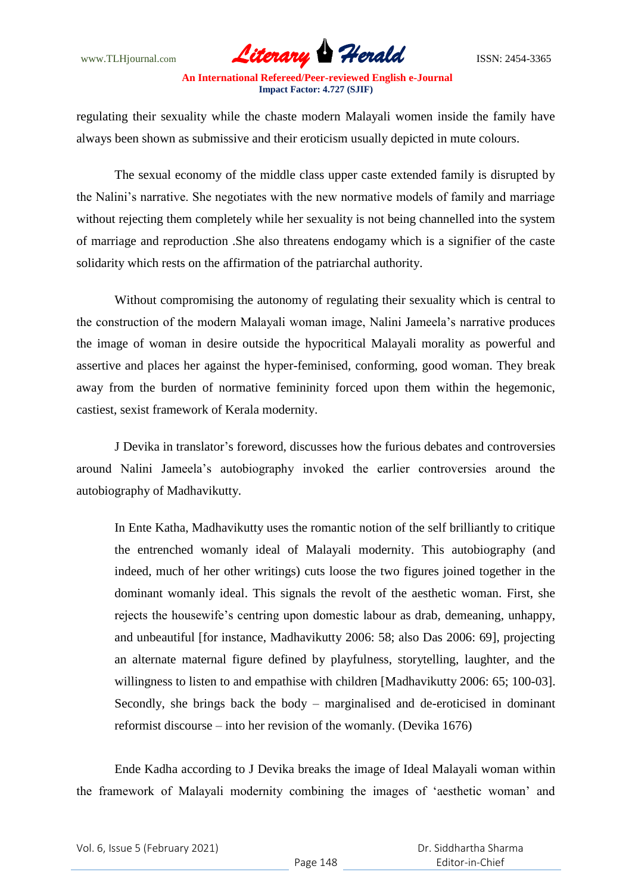regulating their sexuality while the chaste modern Malayali women inside the family have always been shown as submissive and their eroticism usually depicted in mute colours.

The sexual economy of the middle class upper caste extended family is disrupted by the Nalini's narrative. She negotiates with the new normative models of family and marriage without rejecting them completely while her sexuality is not being channelled into the system of marriage and reproduction .She also threatens endogamy which is a signifier of the caste solidarity which rests on the affirmation of the patriarchal authority.

Without compromising the autonomy of regulating their sexuality which is central to the construction of the modern Malayali woman image, Nalini Jameela's narrative produces the image of woman in desire outside the hypocritical Malayali morality as powerful and assertive and places her against the hyper-feminised, conforming, good woman. They break away from the burden of normative femininity forced upon them within the hegemonic, castiest, sexist framework of Kerala modernity.

J Devika in translator's foreword, discusses how the furious debates and controversies around Nalini Jameela's autobiography invoked the earlier controversies around the autobiography of Madhavikutty.

> In Ente Katha, Madhavikutty uses the romantic notion of the self brilliantly to critique the entrenched womanly ideal of Malayali modernity. This autobiography (and indeed, much of her other writings) cuts loose the two figures joined together in the dominant womanly ideal. This signals the revolt of the aesthetic woman. First, she rejects the housewife's centring upon domestic labour as drab, demeaning, unhappy, and unbeautiful [for instance, Madhavikutty 2006: 58; also Das 2006: 69], projecting an alternate maternal figure defined by playfulness, storytelling, laughter, and the willingness to listen to and empathise with children [Madhavikutty 2006: 65; 100-03]. Secondly, she brings back the body – marginalised and de-eroticised in dominant reformist discourse – into her revision of the womanly. (Devika 1676)

Ende Kadha according to J Devika breaks the image of Ideal Malayali woman within the framework of Malayali modernity combining the images of 'aesthetic woman' and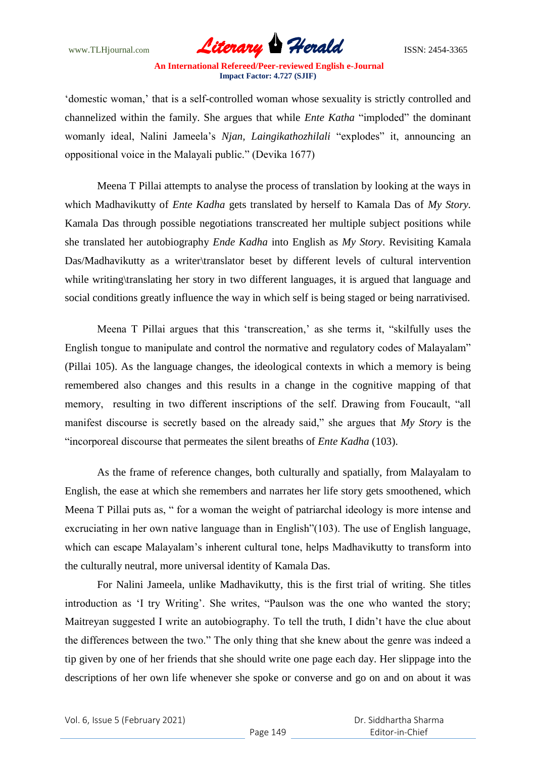'domestic woman,' that is a self-controlled woman whose sexuality is strictly controlled and channelized within the family. She argues that while *Ente Katha* "imploded" the dominant womanly ideal, Nalini Jameela's *Njan, Laingikathozhilali* "explodes" it, announcing an oppositional voice in the Malayali public." (Devika 1677)

Meena T Pillai attempts to analyse the process of translation by looking at the ways in which Madhavikutty of *Ente Kadha* gets translated by herself to Kamala Das of *My Story.* Kamala Das through possible negotiations transcreated her multiple subject positions while she translated her autobiography *Ende Kadha* into English as *My Story*. Revisiting Kamala Das/Madhavikutty as a writer\translator beset by different levels of cultural intervention while writing\translating her story in two different languages, it is argued that language and social conditions greatly influence the way in which self is being staged or being narrativised.

Meena T Pillai argues that this 'transcreation,' as she terms it, "skilfully uses the English tongue to manipulate and control the normative and regulatory codes of Malayalam" (Pillai 105). As the language changes, the ideological contexts in which a memory is being remembered also changes and this results in a change in the cognitive mapping of that memory, resulting in two different inscriptions of the self. Drawing from Foucault, "all manifest discourse is secretly based on the already said," she argues that *My Story* is the "incorporeal discourse that permeates the silent breaths of *Ente Kadha* (103).

As the frame of reference changes, both culturally and spatially, from Malayalam to English, the ease at which she remembers and narrates her life story gets smoothened, which Meena T Pillai puts as, " for a woman the weight of patriarchal ideology is more intense and excruciating in her own native language than in English"(103). The use of English language, which can escape Malayalam's inherent cultural tone, helps Madhavikutty to transform into the culturally neutral, more universal identity of Kamala Das.

For Nalini Jameela, unlike Madhavikutty, this is the first trial of writing. She titles introduction as 'I try Writing'. She writes, "Paulson was the one who wanted the story; Maitreyan suggested I write an autobiography. To tell the truth, I didn't have the clue about the differences between the two." The only thing that she knew about the genre was indeed a tip given by one of her friends that she should write one page each day. Her slippage into the descriptions of her own life whenever she spoke or converse and go on and on about it was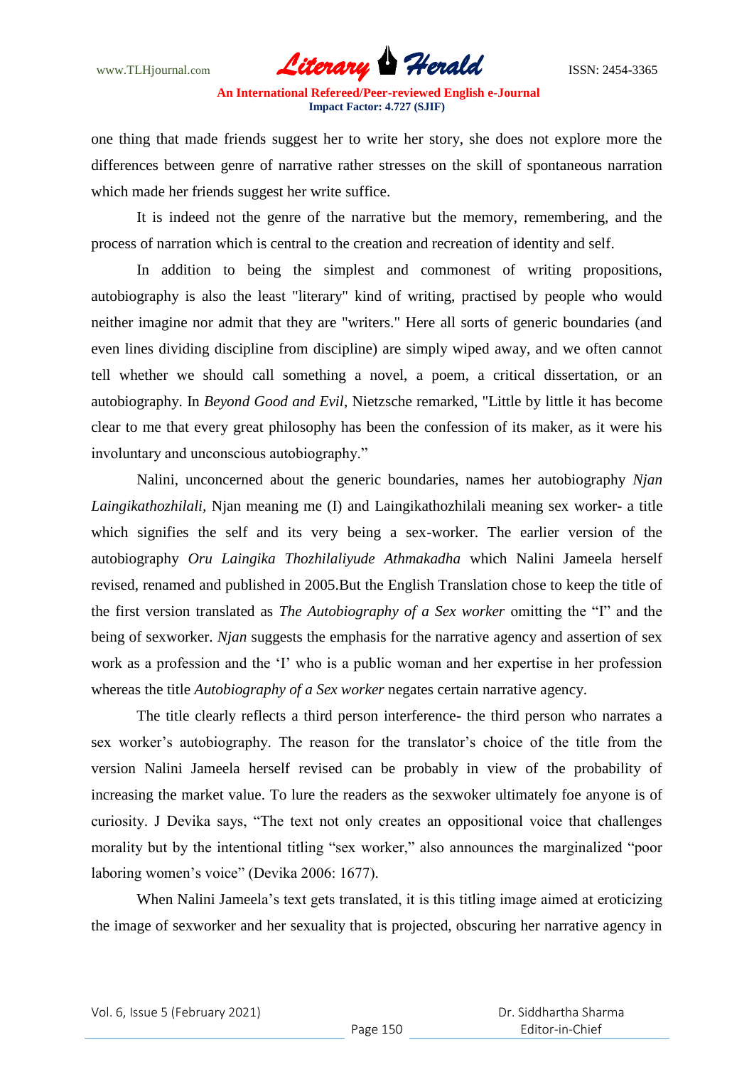one thing that made friends suggest her to write her story, she does not explore more the differences between genre of narrative rather stresses on the skill of spontaneous narration which made her friends suggest her write suffice.

It is indeed not the genre of the narrative but the memory, remembering, and the process of narration which is central to the creation and recreation of identity and self.

In addition to being the simplest and commonest of writing propositions, autobiography is also the least "literary" kind of writing, practised by people who would neither imagine nor admit that they are "writers." Here all sorts of generic boundaries (and even lines dividing discipline from discipline) are simply wiped away, and we often cannot tell whether we should call something a novel, a poem, a critical dissertation, or an autobiography. In *Beyond Good and Evil*, Nietzsche remarked, "Little by little it has become clear to me that every great philosophy has been the confession of its maker, as it were his involuntary and unconscious autobiography."

Nalini, unconcerned about the generic boundaries, names her autobiography *Njan Laingikathozhilali*, Njan meaning me (I) and Laingikathozhilali meaning sex worker- a title which signifies the self and its very being a sex-worker. The earlier version of the autobiography *Oru Laingika Thozhilaliyude Athmakadha* which Nalini Jameela herself revised, renamed and published in 2005.But the English Translation chose to keep the title of the first version translated as *The Autobiography of a Sex worker* omitting the "I" and the being of sexworker. *Njan* suggests the emphasis for the narrative agency and assertion of sex work as a profession and the 'I' who is a public woman and her expertise in her profession whereas the title *Autobiography of a Sex worker* negates certain narrative agency.

The title clearly reflects a third person interference- the third person who narrates a sex worker's autobiography. The reason for the translator's choice of the title from the version Nalini Jameela herself revised can be probably in view of the probability of increasing the market value. To lure the readers as the sexwoker ultimately foe anyone is of curiosity. J Devika says, "The text not only creates an oppositional voice that challenges morality but by the intentional titling "sex worker," also announces the marginalized "poor laboring women's voice" (Devika 2006: 1677).

When Nalini Jameela's text gets translated, it is this titling image aimed at eroticizing the image of sexworker and her sexuality that is projected, obscuring her narrative agency in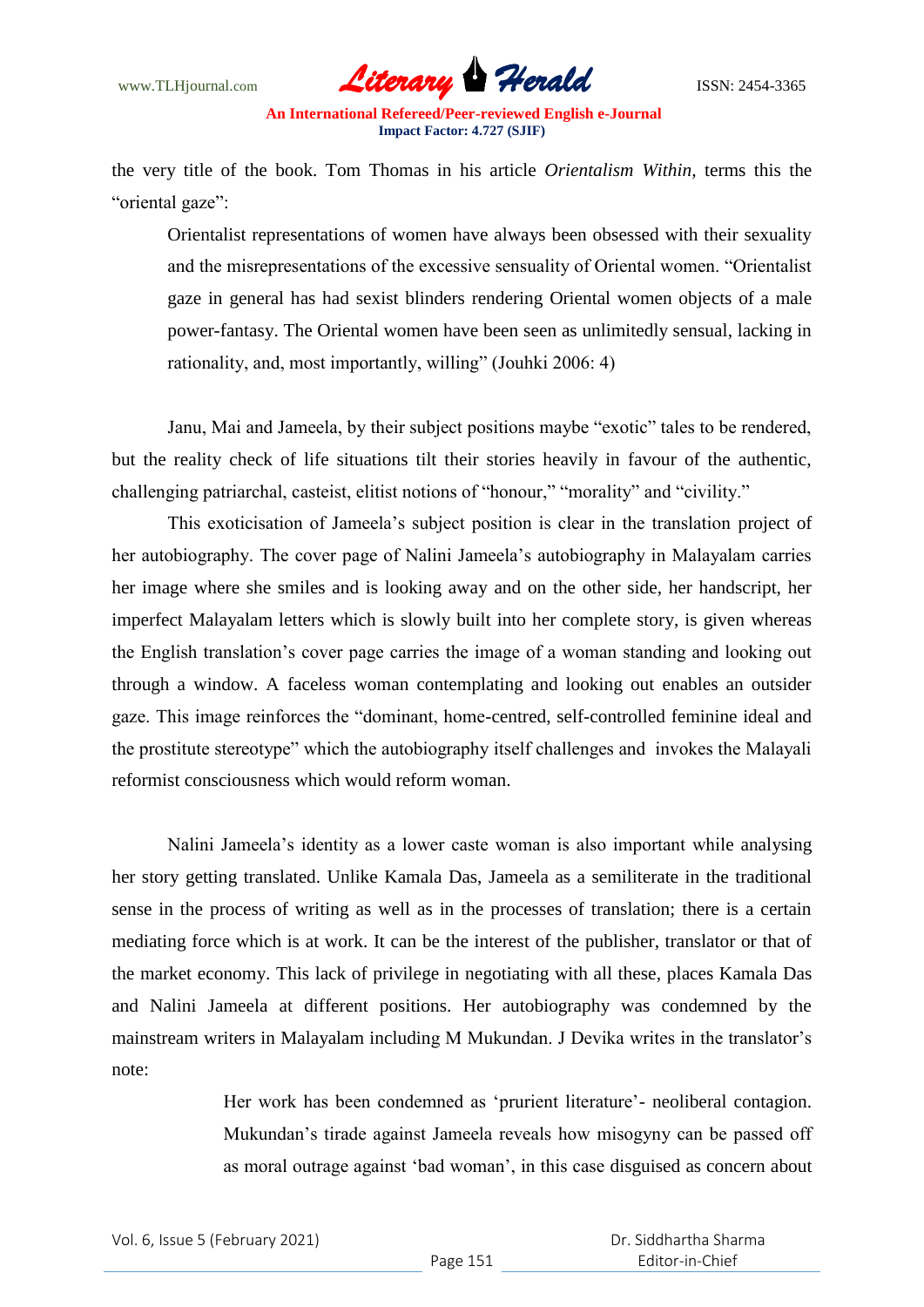the very title of the book. Tom Thomas in his article *Orientalism Within,* terms this the "oriental gaze":

> Orientalist representations of women have always been obsessed with their sexuality and the misrepresentations of the excessive sensuality of Oriental women. "Orientalist gaze in general has had sexist blinders rendering Oriental women objects of a male power-fantasy. The Oriental women have been seen as unlimitedly sensual, lacking in rationality, and, most importantly, willing" (Jouhki 2006: 4)

Janu, Mai and Jameela, by their subject positions maybe "exotic" tales to be rendered, but the reality check of life situations tilt their stories heavily in favour of the authentic, challenging patriarchal, casteist, elitist notions of "honour," "morality" and "civility."

This exoticisation of Jameela's subject position is clear in the translation project of her autobiography. The cover page of Nalini Jameela's autobiography in Malayalam carries her image where she smiles and is looking away and on the other side, her handscript, her imperfect Malayalam letters which is slowly built into her complete story, is given whereas the English translation's cover page carries the image of a woman standing and looking out through a window. A faceless woman contemplating and looking out enables an outsider gaze. This image reinforces the "dominant, home-centred, self-controlled feminine ideal and the prostitute stereotype" which the autobiography itself challenges and invokes the Malayali reformist consciousness which would reform woman.

Nalini Jameela's identity as a lower caste woman is also important while analysing her story getting translated. Unlike Kamala Das, Jameela as a semiliterate in the traditional sense in the process of writing as well as in the processes of translation; there is a certain mediating force which is at work. It can be the interest of the publisher, translator or that of the market economy. This lack of privilege in negotiating with all these, places Kamala Das and Nalini Jameela at different positions. Her autobiography was condemned by the mainstream writers in Malayalam including M Mukundan. J Devika writes in the translator's note:

> Her work has been condemned as 'prurient literature'- neoliberal contagion. Mukundan's tirade against Jameela reveals how misogyny can be passed off as moral outrage against 'bad woman', in this case disguised as concern about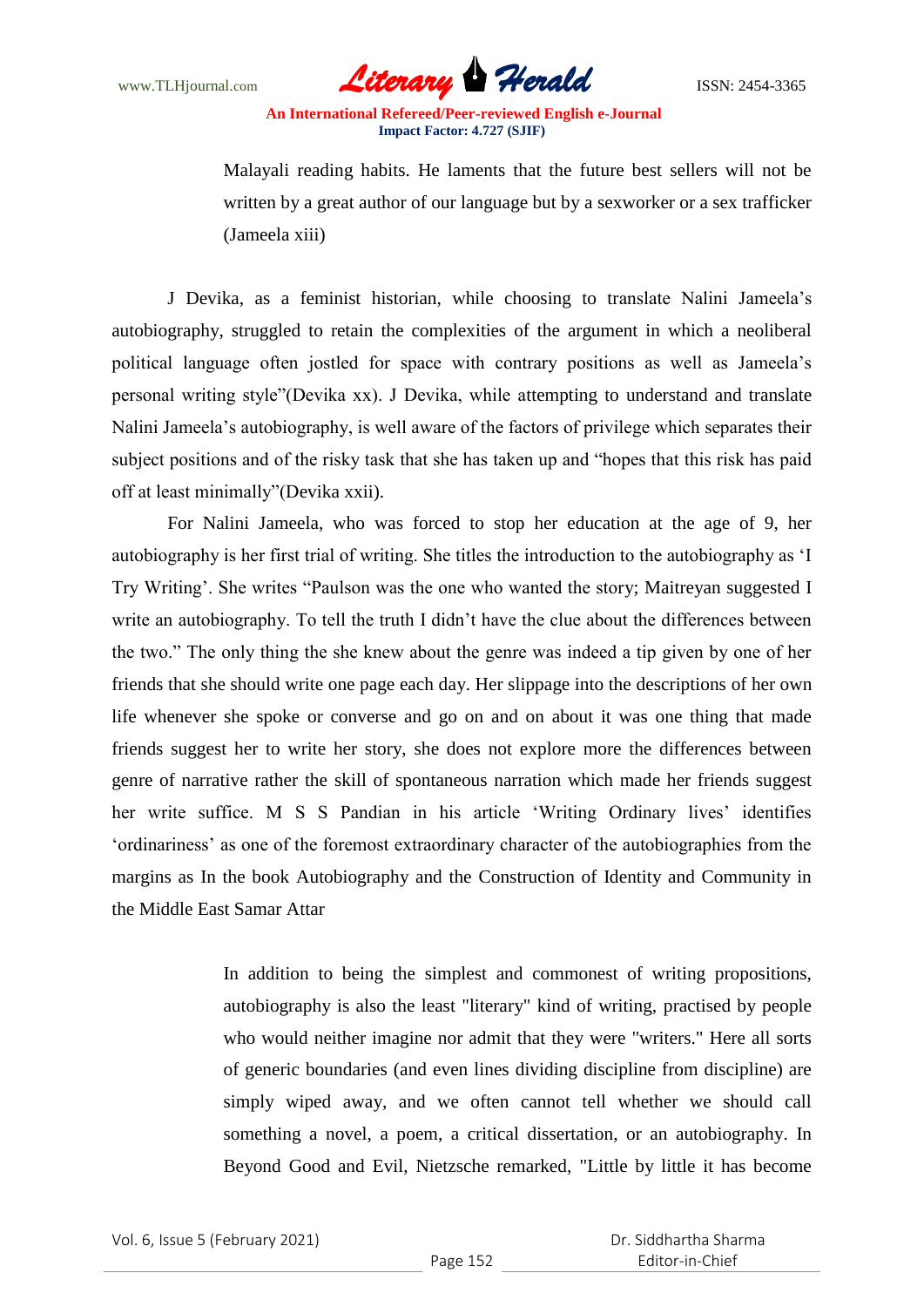> Malayali reading habits. He laments that the future best sellers will not be written by a great author of our language but by a sexworker or a sex trafficker (Jameela xiii)

J Devika, as a feminist historian, while choosing to translate Nalini Jameela's autobiography, struggled to retain the complexities of the argument in which a neoliberal political language often jostled for space with contrary positions as well as Jameela's personal writing style"(Devika xx). J Devika, while attempting to understand and translate Nalini Jameela's autobiography, is well aware of the factors of privilege which separates their subject positions and of the risky task that she has taken up and "hopes that this risk has paid off at least minimally"(Devika xxii).

For Nalini Jameela, who was forced to stop her education at the age of 9, her autobiography is her first trial of writing. She titles the introduction to the autobiography as 'I Try Writing'. She writes "Paulson was the one who wanted the story; Maitreyan suggested I write an autobiography. To tell the truth I didn't have the clue about the differences between the two." The only thing the she knew about the genre was indeed a tip given by one of her friends that she should write one page each day. Her slippage into the descriptions of her own life whenever she spoke or converse and go on and on about it was one thing that made friends suggest her to write her story, she does not explore more the differences between genre of narrative rather the skill of spontaneous narration which made her friends suggest her write suffice. M S S Pandian in his article 'Writing Ordinary lives' identifies 'ordinariness' as one of the foremost extraordinary character of the autobiographies from the margins as In the book Autobiography and the Construction of Identity and Community in the Middle East Samar Attar

> In addition to being the simplest and commonest of writing propositions, autobiography is also the least "literary" kind of writing, practised by people who would neither imagine nor admit that they were "writers." Here all sorts of generic boundaries (and even lines dividing discipline from discipline) are simply wiped away, and we often cannot tell whether we should call something a novel, a poem, a critical dissertation, or an autobiography. In Beyond Good and Evil, Nietzsche remarked, "Little by little it has become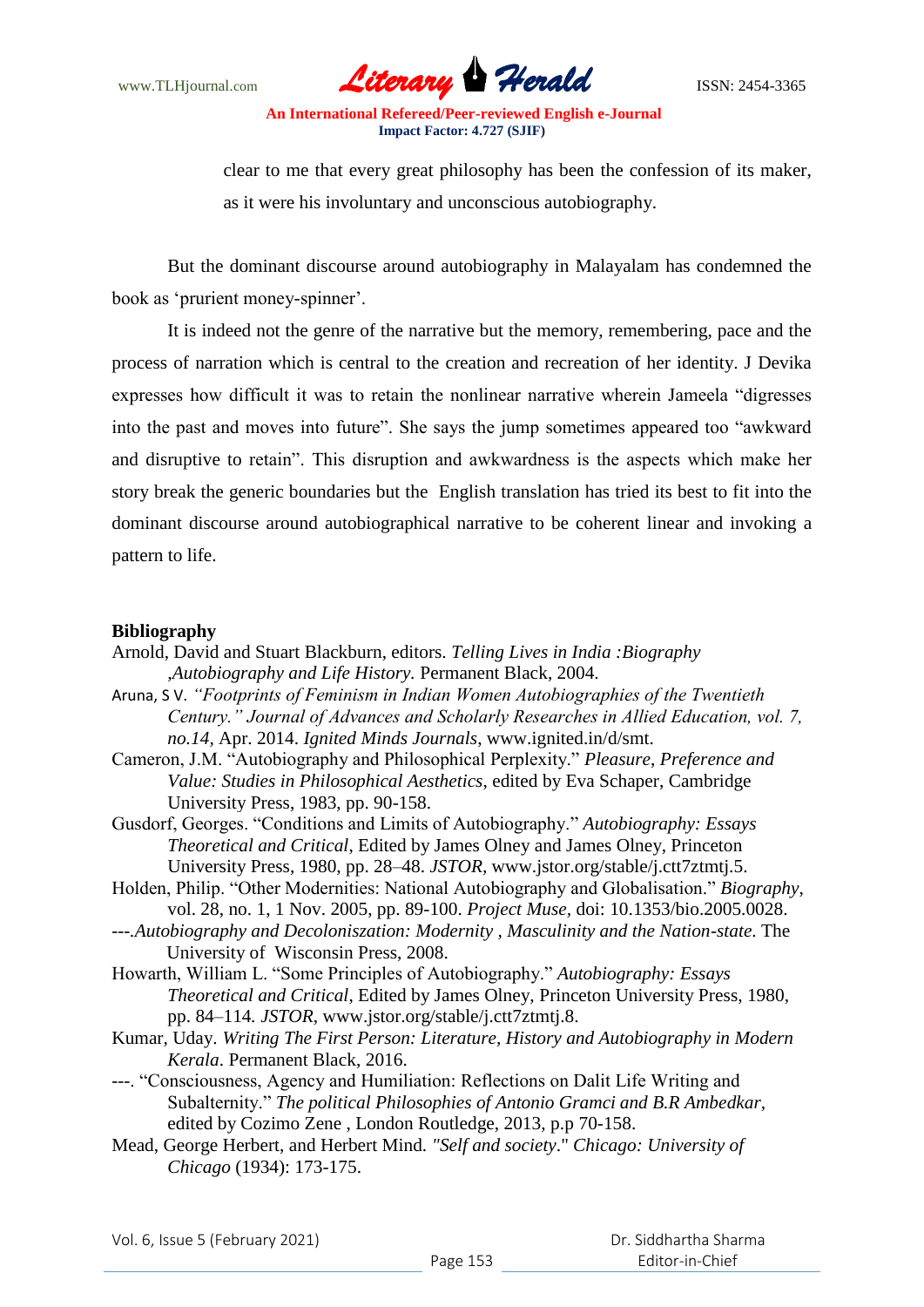> clear to me that every great philosophy has been the confession of its maker, as it were his involuntary and unconscious autobiography.

But the dominant discourse around autobiography in Malayalam has condemned the book as 'prurient money-spinner'.

It is indeed not the genre of the narrative but the memory, remembering, pace and the process of narration which is central to the creation and recreation of her identity. J Devika expresses how difficult it was to retain the nonlinear narrative wherein Jameela "digresses into the past and moves into future". She says the jump sometimes appeared too "awkward and disruptive to retain". This disruption and awkwardness is the aspects which make her story break the generic boundaries but the English translation has tried its best to fit into the dominant discourse around autobiographical narrative to be coherent linear and invoking a pattern to life.

## Bibliography

Arnold, David and Stuart Blackburn, editors. *Telling Lives in India :Biography ,Autobiography and Life History.* Permanent Black, 2004.

Aruna, S V. *"Footprints of Feminism in Indian Women Autobiographies of the Twentieth Century." Journal of Advances and Scholarly Researches in Allied Education, vol. 7, no.14,* Apr. 2014. *Ignited Minds Journals*, www.ignited.in/d/smt.

Cameron, J.M. "Autobiography and Philosophical Perplexity." *Pleasure, Preference and Value: Studies in Philosophical Aesthetics*, edited by Eva Schaper, Cambridge University Press, 1983, pp. 90-158.

Gusdorf, Georges. "Conditions and Limits of Autobiography." *Autobiography: Essays Theoretical and Critical*, Edited by James Olney and James Olney, Princeton University Press, 1980, pp. 28–48. *JSTOR*, www.jstor.org/stable/j.ctt7ztmtj.5.

Holden, Philip. "Other Modernities: National Autobiography and Globalisation." *Biography*, vol. 28, no. 1, 1 Nov. 2005, pp. 89-100. *Project Muse*, doi: 10.1353/bio.2005.0028.

---.*Autobiography and Decoloniszation: Modernity , Masculinity and the Nation-state*. The University of Wisconsin Press, 2008.

Howarth, William L. "Some Principles of Autobiography." *Autobiography: Essays Theoretical and Critical*, Edited by James Olney, Princeton University Press, 1980, pp. 84–114. *JSTOR*, www.jstor.org/stable/j.ctt7ztmtj.8.

Kumar, Uday. *Writing The First Person: Literature, History and Autobiography in Modern Kerala*. Permanent Black, 2016.

---. "Consciousness, Agency and Humiliation: Reflections on Dalit Life Writing and Subalternity." *The political Philosophies of Antonio Gramci and B.R Ambedkar*, edited by Cozimo Zene , London Routledge, 2013, p.p 70-158.

Mead, George Herbert, and Herbert Mind. *"Self and society*." *Chicago: University of Chicago* (1934): 173-175.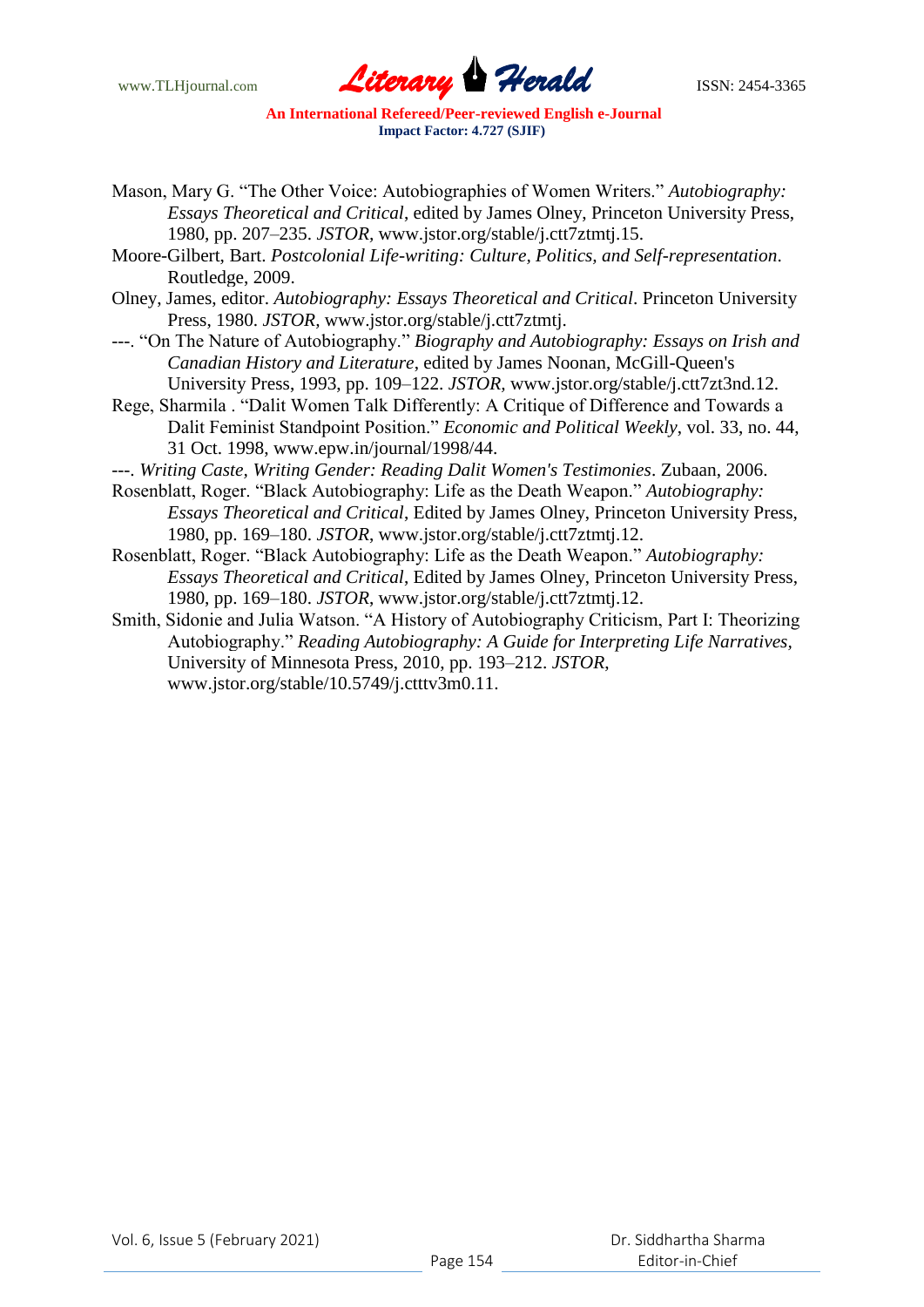Mason, Mary G. "The Other Voice: Autobiographies of Women Writers." *Autobiography: Essays Theoretical and Critical*, edited by James Olney, Princeton University Press, 1980, pp. 207–235. *JSTOR*, www.jstor.org/stable/j.ctt7ztmtj.15.

Moore-Gilbert, Bart. *Postcolonial Life-writing: Culture, Politics, and Self-representation*. Routledge, 2009.

Olney, James, editor. *Autobiography: Essays Theoretical and Critical*. Princeton University Press, 1980. *JSTOR*, www.jstor.org/stable/j.ctt7ztmtj.

---. "On The Nature of Autobiography." *Biography and Autobiography: Essays on Irish and Canadian History and Literature*, edited by James Noonan, McGill-Queen's University Press, 1993, pp. 109–122. *JSTOR*, www.jstor.org/stable/j.ctt7zt3nd.12.

Rege, Sharmila . "Dalit Women Talk Differently: A Critique of Difference and Towards a Dalit Feminist Standpoint Position." *Economic and Political Weekly*, vol. 33, no. 44, 31 Oct. 1998, www.epw.in/journal/1998/44.

---. *Writing Caste, Writing Gender: Reading Dalit Women's Testimonies*. Zubaan, 2006.

Rosenblatt, Roger. "Black Autobiography: Life as the Death Weapon." *Autobiography: Essays Theoretical and Critical*, Edited by James Olney, Princeton University Press, 1980, pp. 169–180. *JSTOR*, www.jstor.org/stable/j.ctt7ztmtj.12.

Rosenblatt, Roger. "Black Autobiography: Life as the Death Weapon." *Autobiography: Essays Theoretical and Critical*, Edited by James Olney, Princeton University Press, 1980, pp. 169–180. *JSTOR*, www.jstor.org/stable/j.ctt7ztmtj.12.

Smith, Sidonie and Julia Watson. "A History of Autobiography Criticism, Part I: Theorizing Autobiography." *Reading Autobiography: A Guide for Interpreting Life Narratives*, University of Minnesota Press, 2010, pp. 193–212. *JSTOR*, www.jstor.org/stable/10.5749/j.ctttv3m0.11.